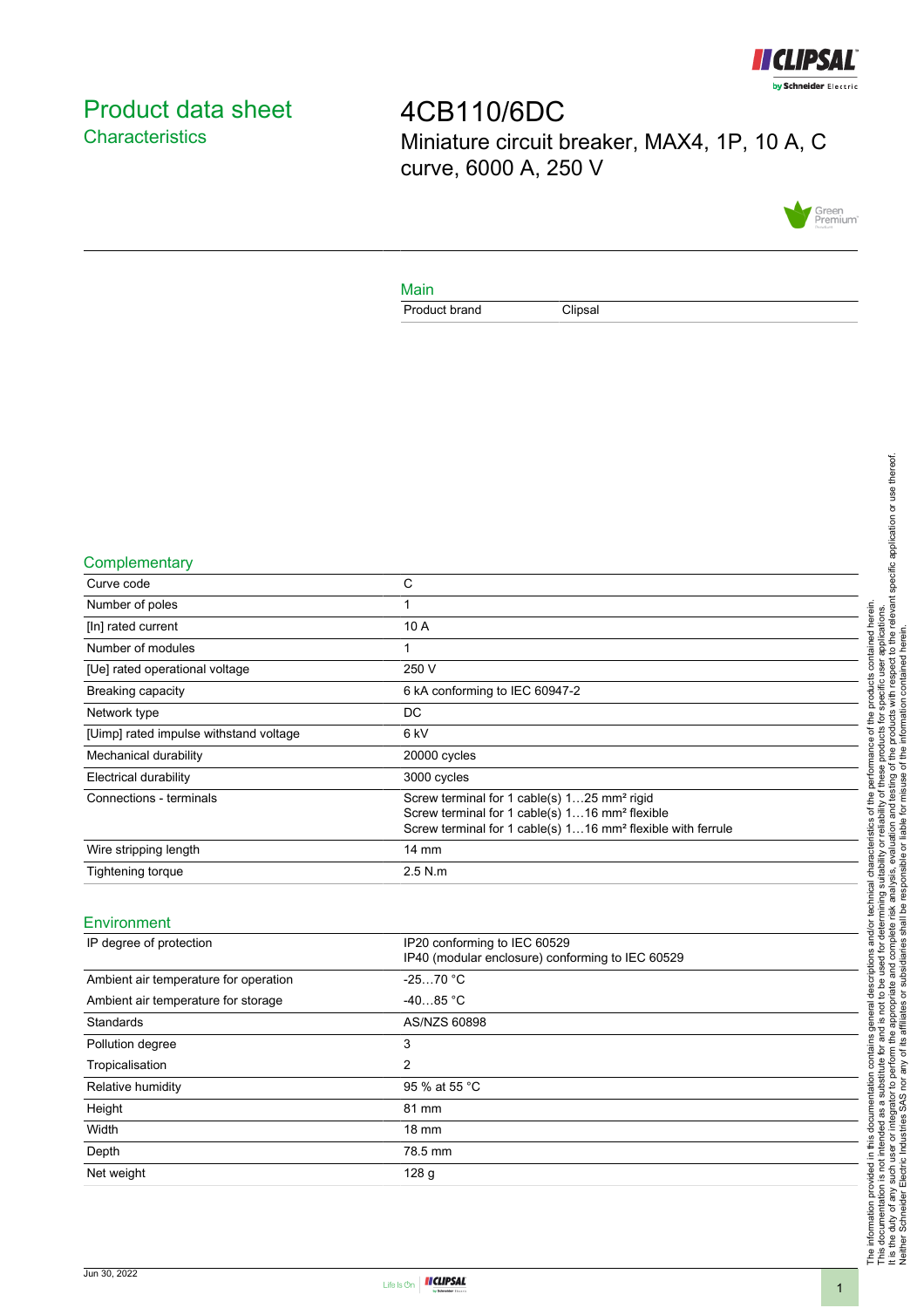# Product data sheet

## Characteristics

# 4CB110/6DC

Miniature circuit breaker, MAX4, 1P, 10 A, C curve, 6000 A, 250 V

## Main

| | |
|---|---|
| Product brand | Clipsal |

## Complementary

| | |
|---|---|
| Curve code | C |
| Number of poles | 1 |
| [In] rated current | 10 A |
| Number of modules | 1 |
| [Ue] rated operational voltage | 250 V |
| Breaking capacity | 6 kA conforming to IEC 60947-2 |
| Network type | DC |
| [Uimp] rated impulse withstand voltage | 6 kV |
| Mechanical durability | 20000 cycles |
| Electrical durability | 3000 cycles |
| Connections - terminals | Screw terminal for 1 cable(s) 1…25 mm² rigid<br>Screw terminal for 1 cable(s) 1…16 mm² flexible<br>Screw terminal for 1 cable(s) 1…16 mm² flexible with ferrule |
| Wire stripping length | 14 mm |
| Tightening torque | 2.5 N.m |

## Environment

| | |
|---|---|
| IP degree of protection | IP20 conforming to IEC 60529<br>IP40 (modular enclosure) conforming to IEC 60529 |
| Ambient air temperature for operation | -25…70 °C |
| Ambient air temperature for storage | -40…85 °C |
| Standards | AS/NZS 60898 |
| Pollution degree | 3 |
| Tropicalisation | 2 |
| Relative humidity | 95 % at 55 °C |
| Height | 81 mm |
| Width | 18 mm |
| Depth | 78.5 mm |
| Net weight | 128 g |

The information provided in this documentation contains general descriptions and/or technical characteristics of the performance of the products contained herein. This documentation is not intended as a substitute for and is not to be used for determining suitability or reliability of these products for specific user applications. It is the duty of any such user or integrator to perform the appropriate and complete risk analysis, evaluation and testing of the products with respect to the relevant specific application or use thereof. Neither Schneider Electric Industries SAS nor any of its affiliates or subsidiaries shall be responsible or liable for misuse of the information contained herein.

Jun 30, 2022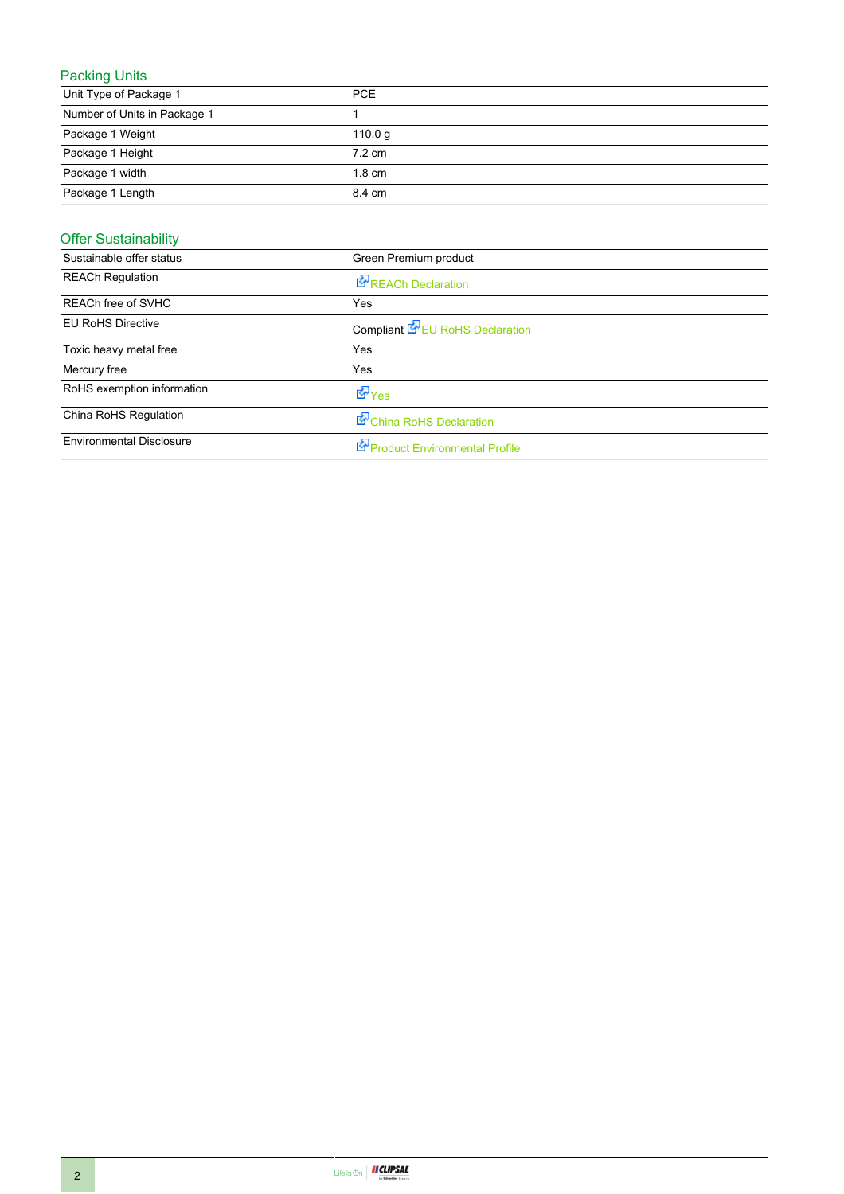## Packing Units

| | |
|---|---|
| Unit Type of Package 1 | PCE |
| Number of Units in Package 1 | 1 |
| Package 1 Weight | 110.0 g |
| Package 1 Height | 7.2 cm |
| Package 1 width | 1.8 cm |
| Package 1 Length | 8.4 cm |

## Offer Sustainability

| | |
|---|---|
| Sustainable offer status | Green Premium product |
| REACh Regulation | REACh Declaration |
| REACh free of SVHC | Yes |
| EU RoHS Directive | Compliant EU RoHS Declaration |
| Toxic heavy metal free | Yes |
| Mercury free | Yes |
| RoHS exemption information | Yes |
| China RoHS Regulation | China RoHS Declaration |
| Environmental Disclosure | Product Environmental Profile |